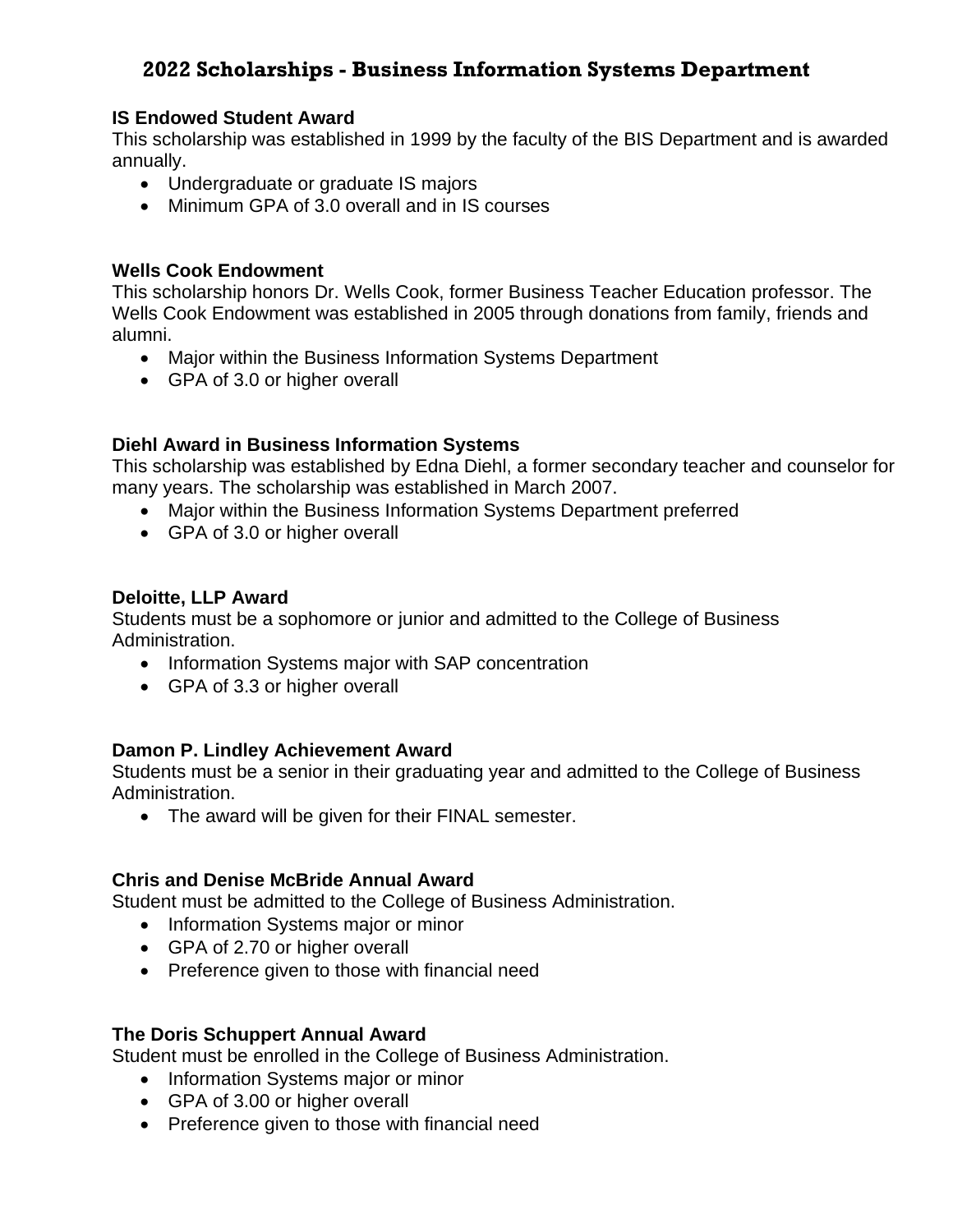# 2022 Scholarships - Business Information Systems Department

### IS Endowed Student Award

This scholarship was established in 1999 by the faculty of the BIS Department and is awarded annually.

- Undergraduate or graduate IS majors
- Minimum GPA of 3.0 overall and in IS courses

### Wells Cook Endowment

This scholarship honors Dr. Wells Cook, former Business Teacher Education professor. The Wells Cook Endowment was established in 2005 through donations from family, friends and alumni.

- Major within the Business Information Systems Department
- GPA of 3.0 or higher overall

### Diehl Award in Business Information Systems

This scholarship was established by Edna Diehl, a former secondary teacher and counselor for many years. The scholarship was established in March 2007.

- Major within the Business Information Systems Department preferred
- GPA of 3.0 or higher overall

### Deloitte, LLP Award

Students must be a sophomore or junior and admitted to the College of Business Administration.

- Information Systems major with SAP concentration
- GPA of 3.3 or higher overall

### Damon P. Lindley Achievement Award

Students must be a senior in their graduating year and admitted to the College of Business Administration.

- The award will be given for their FINAL semester.

### Chris and Denise McBride Annual Award

Student must be admitted to the College of Business Administration.

- Information Systems major or minor
- GPA of 2.70 or higher overall
- Preference given to those with financial need

### The Doris Schuppert Annual Award

Student must be enrolled in the College of Business Administration.

- Information Systems major or minor
- GPA of 3.00 or higher overall
- Preference given to those with financial need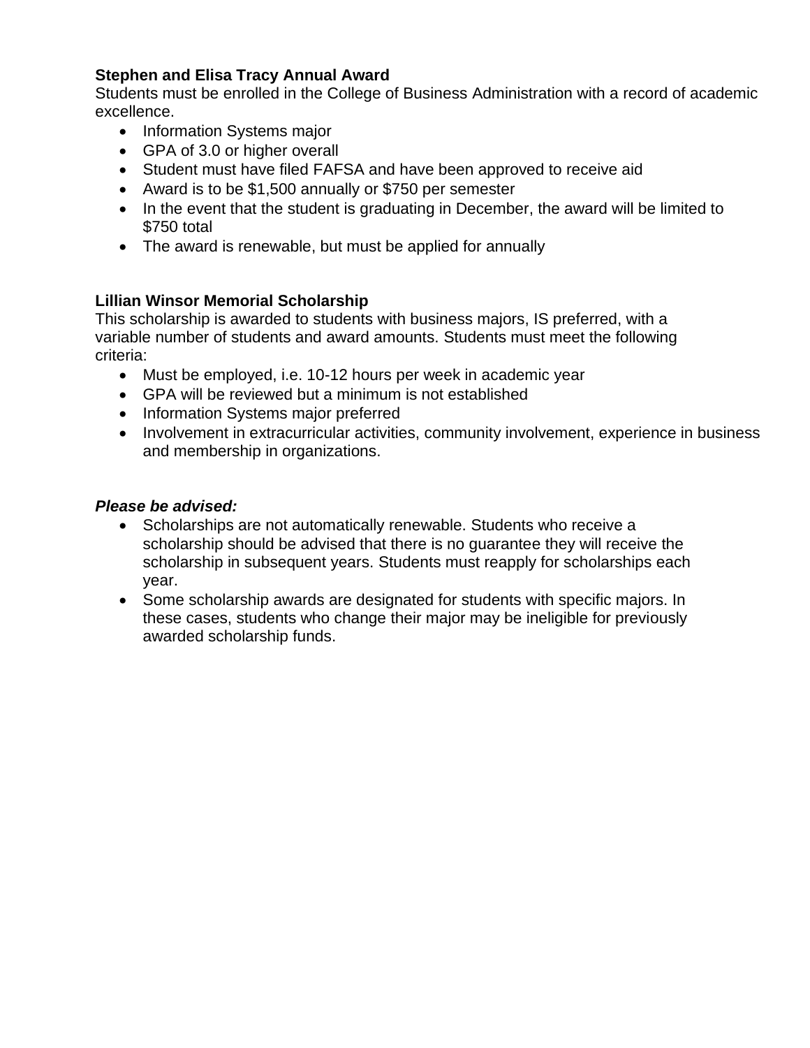**Stephen and Elisa Tracy Annual Award**

Students must be enrolled in the College of Business Administration with a record of academic excellence.

- Information Systems major
- GPA of 3.0 or higher overall
- Student must have filed FAFSA and have been approved to receive aid
- Award is to be $1,500 annually or $750 per semester
- In the event that the student is graduating in December, the award will be limited to $750 total
- The award is renewable, but must be applied for annually

**Lillian Winsor Memorial Scholarship**

This scholarship is awarded to students with business majors, IS preferred, with a variable number of students and award amounts. Students must meet the following criteria:

- Must be employed, i.e. 10-12 hours per week in academic year
- GPA will be reviewed but a minimum is not established
- Information Systems major preferred
- Involvement in extracurricular activities, community involvement, experience in business and membership in organizations.

***Please be advised:***

- Scholarships are not automatically renewable. Students who receive a scholarship should be advised that there is no guarantee they will receive the scholarship in subsequent years. Students must reapply for scholarships each year.
- Some scholarship awards are designated for students with specific majors. In these cases, students who change their major may be ineligible for previously awarded scholarship funds.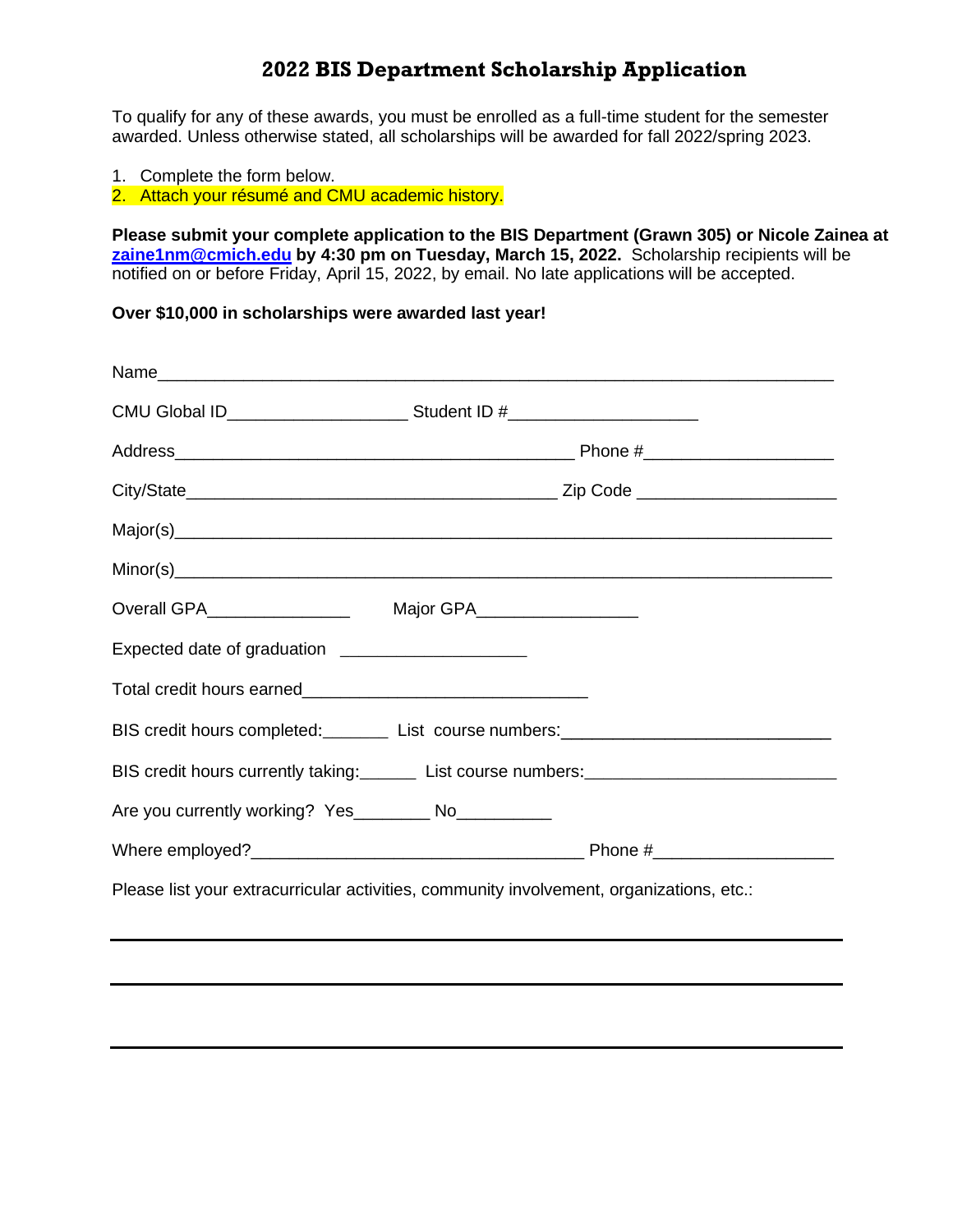# 2022 BIS Department Scholarship Application

To qualify for any of these awards, you must be enrolled as a full-time student for the semester awarded. Unless otherwise stated, all scholarships will be awarded for fall 2022/spring 2023.

1. Complete the form below.
2. Attach your résumé and CMU academic history.

**Please submit your complete application to the BIS Department (Grawn 305) or Nicole Zainea at zaine1nm@cmich.edu by 4:30 pm on Tuesday, March 15, 2022.** Scholarship recipients will be notified on or before Friday, April 15, 2022, by email. No late applications will be accepted.

**Over $10,000 in scholarships were awarded last year!**

Name_______________________________________________________________________

CMU Global ID___________________ Student ID #____________________

Address___________________________________________ Phone #___________________

City/State_______________________________________ Zip Code ____________________

Major(s)_____________________________________________________________________

Minor(s)_____________________________________________________________________

Overall GPA_______________ Major GPA_________________

Expected date of graduation ____________________

Total credit hours earned______________________________

BIS credit hours completed:_______ List course numbers:____________________________

BIS credit hours currently taking:______ List course numbers:__________________________

Are you currently working? Yes________ No__________

Where employed?___________________________________ Phone #__________________

Please list your extracurricular activities, community involvement, organizations, etc.:

_____________________________________________________________________________

_____________________________________________________________________________

_____________________________________________________________________________